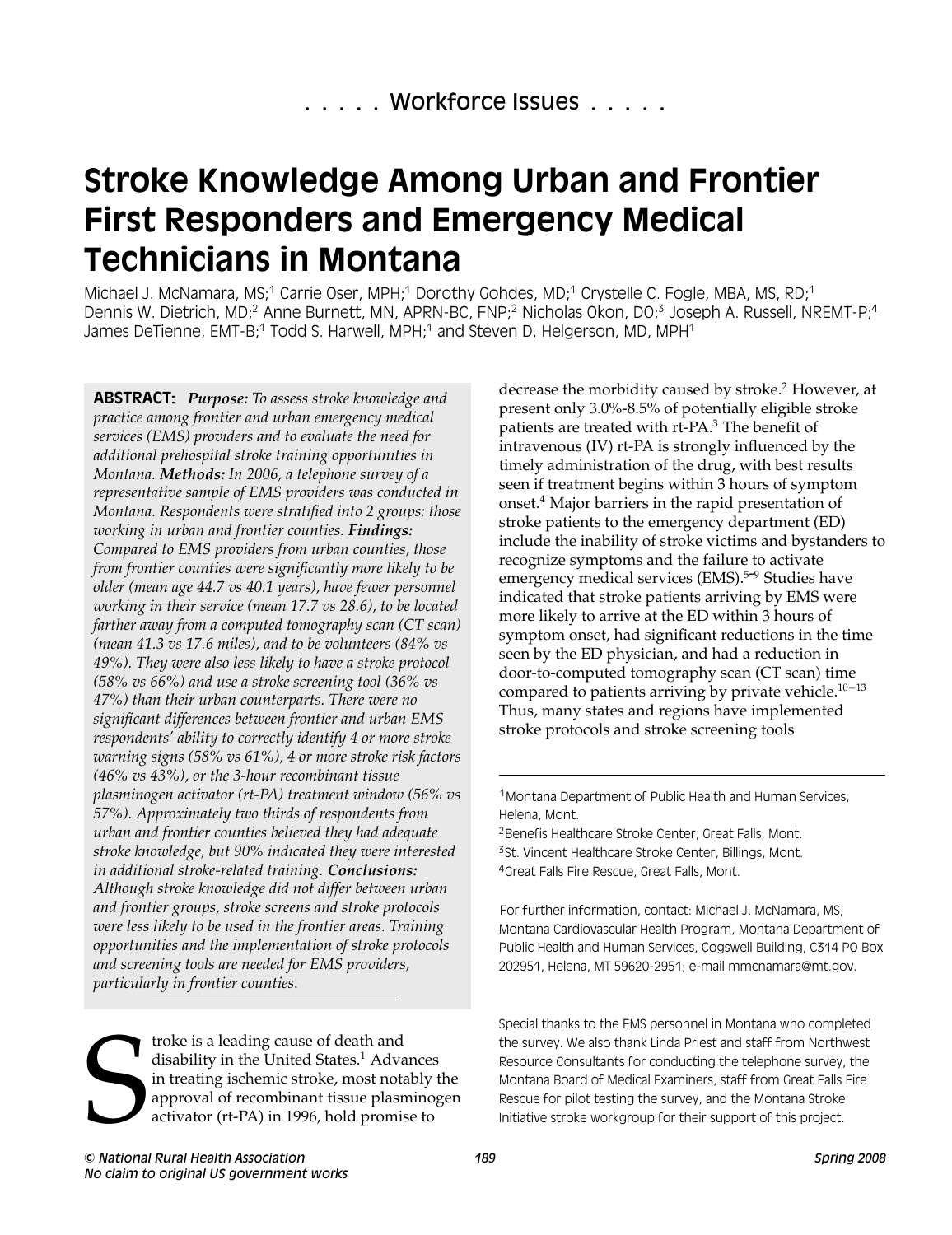. . . . . Workforce Issues . . . . .

# Stroke Knowledge Among Urban and Frontier First Responders and Emergency Medical Technicians in Montana

Michael J. McNamara, MS;[1] Carrie Oser, MPH;[1] Dorothy Gohdes, MD;[1] Crystelle C. Fogle, MBA, MS, RD;[1] Dennis W. Dietrich, MD;[2] Anne Burnett, MN, APRN-BC, FNP;[2] Nicholas Okon, DO;[3] Joseph A. Russell, NREMT-P;[4] James DeTienne, EMT-B;[1] Todd S. Harwell, MPH;[1] and Steven D. Helgerson, MD, MPH[1]

**ABSTRACT:** ***Purpose:*** *To assess stroke knowledge and practice among frontier and urban emergency medical services (EMS) providers and to evaluate the need for additional prehospital stroke training opportunities in Montana.* ***Methods:*** *In 2006, a telephone survey of a representative sample of EMS providers was conducted in Montana. Respondents were stratified into 2 groups: those working in urban and frontier counties.* ***Findings:*** *Compared to EMS providers from urban counties, those from frontier counties were significantly more likely to be older (mean age 44.7 vs 40.1 years), have fewer personnel working in their service (mean 17.7 vs 28.6), to be located farther away from a computed tomography scan (CT scan) (mean 41.3 vs 17.6 miles), and to be volunteers (84% vs 49%). They were also less likely to have a stroke protocol (58% vs 66%) and use a stroke screening tool (36% vs 47%) than their urban counterparts. There were no significant differences between frontier and urban EMS respondents' ability to correctly identify 4 or more stroke warning signs (58% vs 61%), 4 or more stroke risk factors (46% vs 43%), or the 3-hour recombinant tissue plasminogen activator (rt-PA) treatment window (56% vs 57%). Approximately two thirds of respondents from urban and frontier counties believed they had adequate stroke knowledge, but 90% indicated they were interested in additional stroke-related training.* ***Conclusions:*** *Although stroke knowledge did not differ between urban and frontier groups, stroke screens and stroke protocols were less likely to be used in the frontier areas. Training opportunities and the implementation of stroke protocols and screening tools are needed for EMS providers, particularly in frontier counties.*

Stroke is a leading cause of death and disability in the United States.[1] Advances in treating ischemic stroke, most notably the approval of recombinant tissue plasminogen activator (rt-PA) in 1996, hold promise to decrease the morbidity caused by stroke.[2] However, at present only 3.0%-8.5% of potentially eligible stroke patients are treated with rt-PA.[3] The benefit of intravenous (IV) rt-PA is strongly influenced by the timely administration of the drug, with best results seen if treatment begins within 3 hours of symptom onset.[4] Major barriers in the rapid presentation of stroke patients to the emergency department (ED) include the inability of stroke victims and bystanders to recognize symptoms and the failure to activate emergency medical services (EMS).[5-9] Studies have indicated that stroke patients arriving by EMS were more likely to arrive at the ED within 3 hours of symptom onset, had significant reductions in the time seen by the ED physician, and had a reduction in door-to-computed tomography scan (CT scan) time compared to patients arriving by private vehicle.[10-13] Thus, many states and regions have implemented stroke protocols and stroke screening tools

---

[1] Montana Department of Public Health and Human Services, Helena, Mont.
[2] Benefis Healthcare Stroke Center, Great Falls, Mont.
[3] St. Vincent Healthcare Stroke Center, Billings, Mont.
[4] Great Falls Fire Rescue, Great Falls, Mont.

For further information, contact: Michael J. McNamara, MS, Montana Cardiovascular Health Program, Montana Department of Public Health and Human Services, Cogswell Building, C314 PO Box 202951, Helena, MT 59620-2951; e-mail mmcnamara@mt.gov.

Special thanks to the EMS personnel in Montana who completed the survey. We also thank Linda Priest and staff from Northwest Resource Consultants for conducting the telephone survey, the Montana Board of Medical Examiners, staff from Great Falls Fire Rescue for pilot testing the survey, and the Montana Stroke Initiative stroke workgroup for their support of this project.

© National Rural Health Association
No claim to original US government works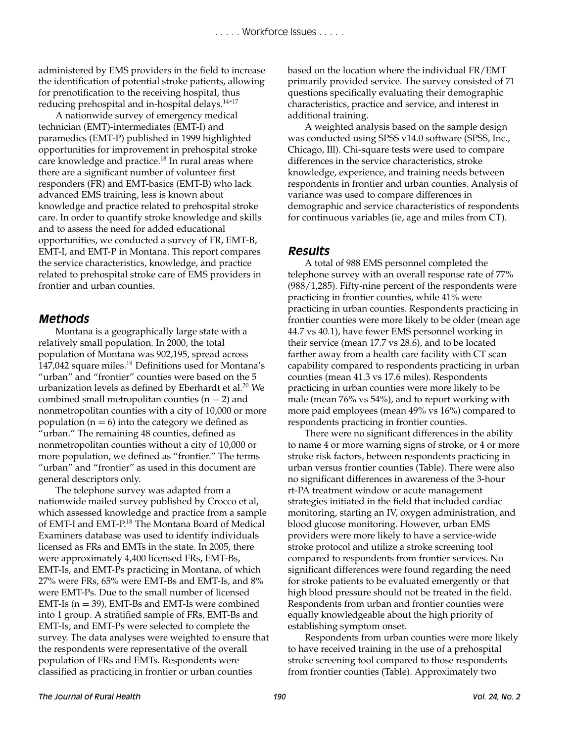administered by EMS providers in the field to increase the identification of potential stroke patients, allowing for prenotification to the receiving hospital, thus reducing prehospital and in-hospital delays.[14-17]

A nationwide survey of emergency medical technician (EMT)-intermediates (EMT-I) and paramedics (EMT-P) published in 1999 highlighted opportunities for improvement in prehospital stroke care knowledge and practice.[18] In rural areas where there are a significant number of volunteer first responders (FR) and EMT-basics (EMT-B) who lack advanced EMS training, less is known about knowledge and practice related to prehospital stroke care. In order to quantify stroke knowledge and skills and to assess the need for added educational opportunities, we conducted a survey of FR, EMT-B, EMT-I, and EMT-P in Montana. This report compares the service characteristics, knowledge, and practice related to prehospital stroke care of EMS providers in frontier and urban counties.

## Methods

Montana is a geographically large state with a relatively small population. In 2000, the total population of Montana was 902,195, spread across 147,042 square miles.[19] Definitions used for Montana's "urban" and "frontier" counties were based on the 5 urbanization levels as defined by Eberhardt et al.[20] We combined small metropolitan counties (n = 2) and nonmetropolitan counties with a city of 10,000 or more population (n = 6) into the category we defined as "urban." The remaining 48 counties, defined as nonmetropolitan counties without a city of 10,000 or more population, we defined as "frontier." The terms "urban" and "frontier" as used in this document are general descriptors only.

The telephone survey was adapted from a nationwide mailed survey published by Crocco et al, which assessed knowledge and practice from a sample of EMT-I and EMT-P.[18] The Montana Board of Medical Examiners database was used to identify individuals licensed as FRs and EMTs in the state. In 2005, there were approximately 4,400 licensed FRs, EMT-Bs, EMT-Is, and EMT-Ps practicing in Montana, of which 27% were FRs, 65% were EMT-Bs and EMT-Is, and 8% were EMT-Ps. Due to the small number of licensed EMT-Is (n = 39), EMT-Bs and EMT-Is were combined into 1 group. A stratified sample of FRs, EMT-Bs and EMT-Is, and EMT-Ps were selected to complete the survey. The data analyses were weighted to ensure that the respondents were representative of the overall population of FRs and EMTs. Respondents were classified as practicing in frontier or urban counties based on the location where the individual FR/EMT primarily provided service. The survey consisted of 71 questions specifically evaluating their demographic characteristics, practice and service, and interest in additional training.

A weighted analysis based on the sample design was conducted using SPSS v14.0 software (SPSS, Inc., Chicago, Ill). Chi-square tests were used to compare differences in the service characteristics, stroke knowledge, experience, and training needs between respondents in frontier and urban counties. Analysis of variance was used to compare differences in demographic and service characteristics of respondents for continuous variables (ie, age and miles from CT).

## Results

A total of 988 EMS personnel completed the telephone survey with an overall response rate of 77% (988/1,285). Fifty-nine percent of the respondents were practicing in frontier counties, while 41% were practicing in urban counties. Respondents practicing in frontier counties were more likely to be older (mean age 44.7 vs 40.1), have fewer EMS personnel working in their service (mean 17.7 vs 28.6), and to be located farther away from a health care facility with CT scan capability compared to respondents practicing in urban counties (mean 41.3 vs 17.6 miles). Respondents practicing in urban counties were more likely to be male (mean 76% vs 54%), and to report working with more paid employees (mean 49% vs 16%) compared to respondents practicing in frontier counties.

There were no significant differences in the ability to name 4 or more warning signs of stroke, or 4 or more stroke risk factors, between respondents practicing in urban versus frontier counties (Table). There were also no significant differences in awareness of the 3-hour rt-PA treatment window or acute management strategies initiated in the field that included cardiac monitoring, starting an IV, oxygen administration, and blood glucose monitoring. However, urban EMS providers were more likely to have a service-wide stroke protocol and utilize a stroke screening tool compared to respondents from frontier services. No significant differences were found regarding the need for stroke patients to be evaluated emergently or that high blood pressure should not be treated in the field. Respondents from urban and frontier counties were equally knowledgeable about the high priority of establishing symptom onset.

Respondents from urban counties were more likely to have received training in the use of a prehospital stroke screening tool compared to those respondents from frontier counties (Table). Approximately two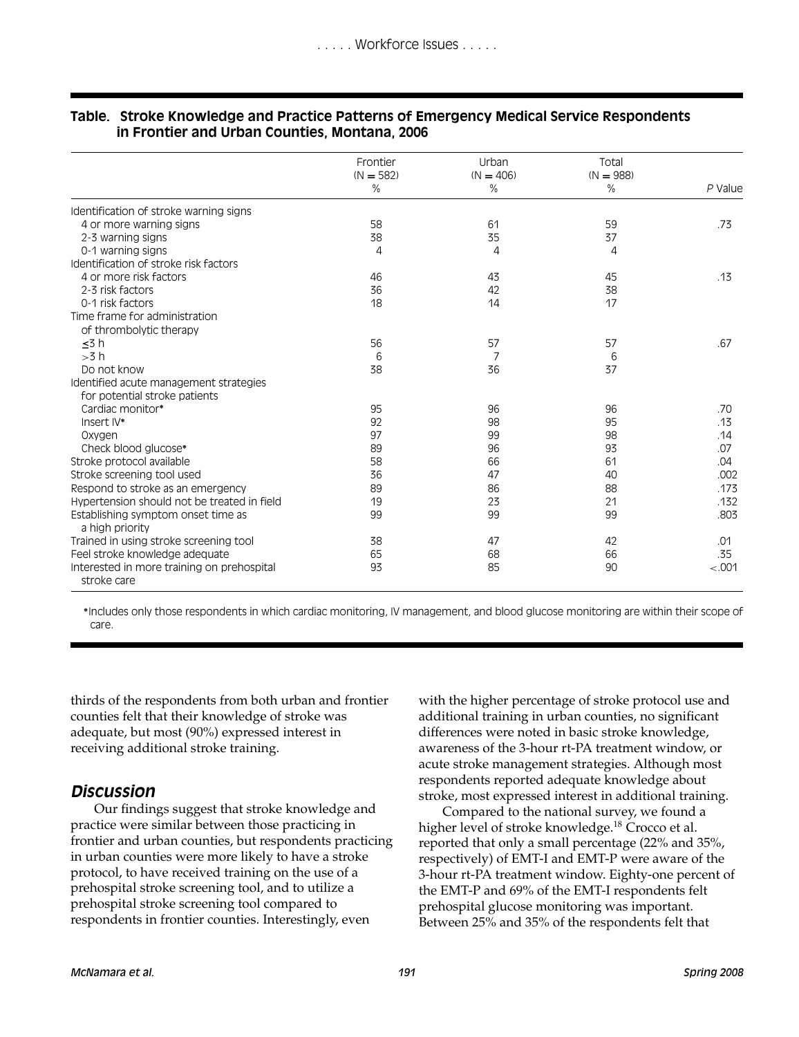**Table. Stroke Knowledge and Practice Patterns of Emergency Medical Service Respondents in Frontier and Urban Counties, Montana, 2006**

| | Frontier (N = 582) % | Urban (N = 406) % | Total (N = 988) % | *P* Value |
|---|---|---|---|---|
| Identification of stroke warning signs | | | | |
| 4 or more warning signs | 58 | 61 | 59 | .73 |
| 2-3 warning signs | 38 | 35 | 37 | |
| 0-1 warning signs | 4 | 4 | 4 | |
| Identification of stroke risk factors | | | | |
| 4 or more risk factors | 46 | 43 | 45 | .13 |
| 2-3 risk factors | 36 | 42 | 38 | |
| 0-1 risk factors | 18 | 14 | 17 | |
| Time frame for administration of thrombolytic therapy | | | | |
| ≤3 h | 56 | 57 | 57 | .67 |
| >3 h | 6 | 7 | 6 | |
| Do not know | 38 | 36 | 37 | |
| Identified acute management strategies for potential stroke patients | | | | |
| Cardiac monitor* | 95 | 96 | 96 | .70 |
| Insert IV* | 92 | 98 | 95 | .13 |
| Oxygen | 97 | 99 | 98 | .14 |
| Check blood glucose* | 89 | 96 | 93 | .07 |
| Stroke protocol available | 58 | 66 | 61 | .04 |
| Stroke screening tool used | 36 | 47 | 40 | .002 |
| Respond to stroke as an emergency | 89 | 86 | 88 | .173 |
| Hypertension should not be treated in field | 19 | 23 | 21 | .132 |
| Establishing symptom onset time as a high priority | 99 | 99 | 99 | .803 |
| Trained in using stroke screening tool | 38 | 47 | 42 | .01 |
| Feel stroke knowledge adequate | 65 | 68 | 66 | .35 |
| Interested in more training on prehospital stroke care | 93 | 85 | 90 | <.001 |

*Includes only those respondents in which cardiac monitoring, IV management, and blood glucose monitoring are within their scope of care.

thirds of the respondents from both urban and frontier counties felt that their knowledge of stroke was adequate, but most (90%) expressed interest in receiving additional stroke training.

## *Discussion*

Our findings suggest that stroke knowledge and practice were similar between those practicing in frontier and urban counties, but respondents practicing in urban counties were more likely to have a stroke protocol, to have received training on the use of a prehospital stroke screening tool, and to utilize a prehospital stroke screening tool compared to respondents in frontier counties. Interestingly, even with the higher percentage of stroke protocol use and additional training in urban counties, no significant differences were noted in basic stroke knowledge, awareness of the 3-hour rt-PA treatment window, or acute stroke management strategies. Although most respondents reported adequate knowledge about stroke, most expressed interest in additional training.

Compared to the national survey, we found a higher level of stroke knowledge.[18] Crocco et al. reported that only a small percentage (22% and 35%, respectively) of EMT-I and EMT-P were aware of the 3-hour rt-PA treatment window. Eighty-one percent of the EMT-P and 69% of the EMT-I respondents felt prehospital glucose monitoring was important. Between 25% and 35% of the respondents felt that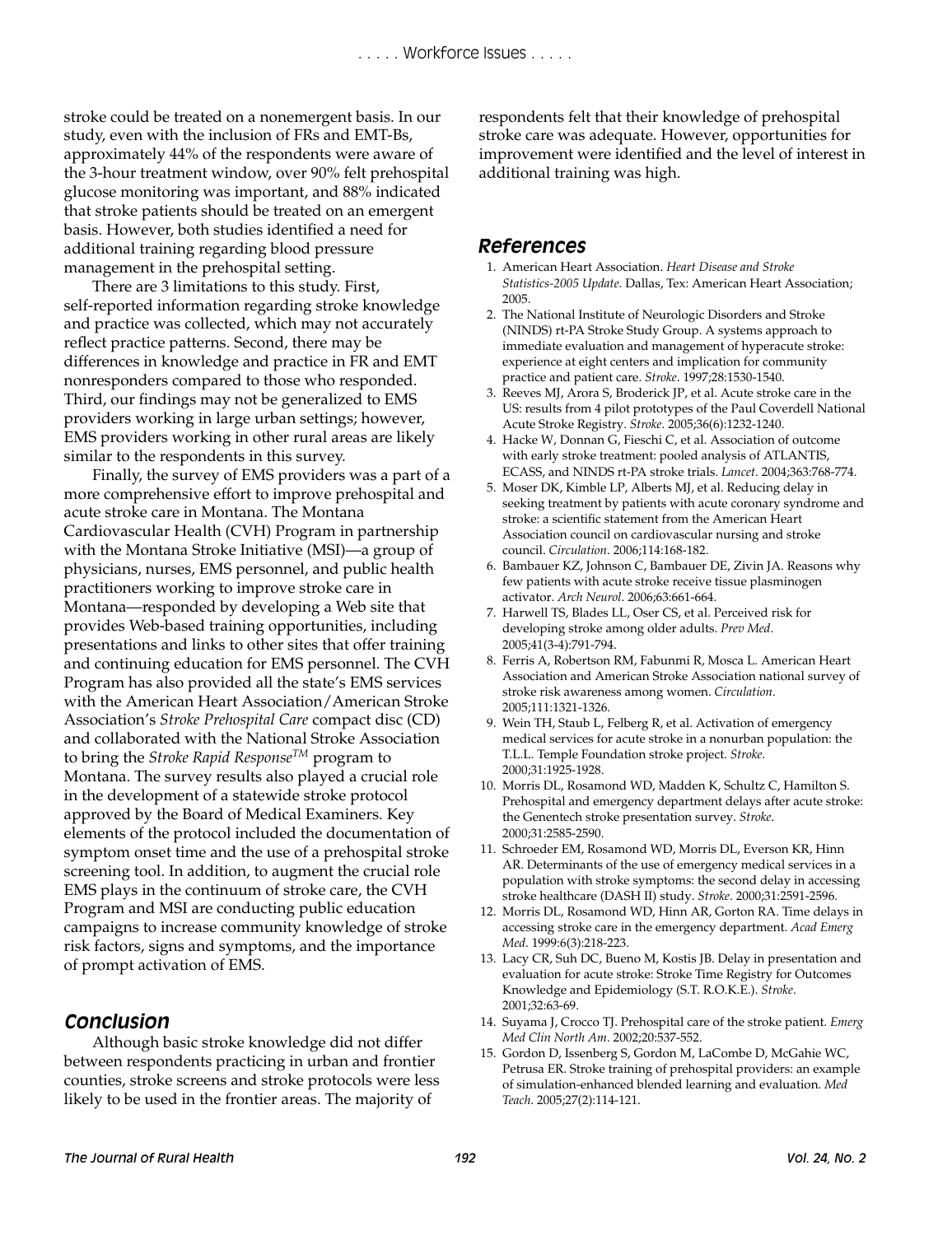stroke could be treated on a nonemergent basis. In our study, even with the inclusion of FRs and EMT-Bs, approximately 44% of the respondents were aware of the 3-hour treatment window, over 90% felt prehospital glucose monitoring was important, and 88% indicated that stroke patients should be treated on an emergent basis. However, both studies identified a need for additional training regarding blood pressure management in the prehospital setting.

There are 3 limitations to this study. First, self-reported information regarding stroke knowledge and practice was collected, which may not accurately reflect practice patterns. Second, there may be differences in knowledge and practice in FR and EMT nonresponders compared to those who responded. Third, our findings may not be generalized to EMS providers working in large urban settings; however, EMS providers working in other rural areas are likely similar to the respondents in this survey.

Finally, the survey of EMS providers was a part of a more comprehensive effort to improve prehospital and acute stroke care in Montana. The Montana Cardiovascular Health (CVH) Program in partnership with the Montana Stroke Initiative (MSI)—a group of physicians, nurses, EMS personnel, and public health practitioners working to improve stroke care in Montana—responded by developing a Web site that provides Web-based training opportunities, including presentations and links to other sites that offer training and continuing education for EMS personnel. The CVH Program has also provided all the state's EMS services with the American Heart Association/American Stroke Association's *Stroke Prehospital Care* compact disc (CD) and collaborated with the National Stroke Association to bring the *Stroke Rapid Response™* program to Montana. The survey results also played a crucial role in the development of a statewide stroke protocol approved by the Board of Medical Examiners. Key elements of the protocol included the documentation of symptom onset time and the use of a prehospital stroke screening tool. In addition, to augment the crucial role EMS plays in the continuum of stroke care, the CVH Program and MSI are conducting public education campaigns to increase community knowledge of stroke risk factors, signs and symptoms, and the importance of prompt activation of EMS.

## Conclusion

Although basic stroke knowledge did not differ between respondents practicing in urban and frontier counties, stroke screens and stroke protocols were less likely to be used in the frontier areas. The majority of respondents felt that their knowledge of prehospital stroke care was adequate. However, opportunities for improvement were identified and the level of interest in additional training was high.

## References

1. American Heart Association. *Heart Disease and Stroke Statistics-2005 Update*. Dallas, Tex: American Heart Association; 2005.
2. The National Institute of Neurologic Disorders and Stroke (NINDS) rt-PA Stroke Study Group. A systems approach to immediate evaluation and management of hyperacute stroke: experience at eight centers and implication for community practice and patient care. *Stroke*. 1997;28:1530-1540.
3. Reeves MJ, Arora S, Broderick JP, et al. Acute stroke care in the US: results from 4 pilot prototypes of the Paul Coverdell National Acute Stroke Registry. *Stroke*. 2005;36(6):1232-1240.
4. Hacke W, Donnan G, Fieschi C, et al. Association of outcome with early stroke treatment: pooled analysis of ATLANTIS, ECASS, and NINDS rt-PA stroke trials. *Lancet*. 2004;363:768-774.
5. Moser DK, Kimble LP, Alberts MJ, et al. Reducing delay in seeking treatment by patients with acute coronary syndrome and stroke: a scientific statement from the American Heart Association council on cardiovascular nursing and stroke council. *Circulation*. 2006;114:168-182.
6. Bambauer KZ, Johnson C, Bambauer DE, Zivin JA. Reasons why few patients with acute stroke receive tissue plasminogen activator. *Arch Neurol*. 2006;63:661-664.
7. Harwell TS, Blades LL, Oser CS, et al. Perceived risk for developing stroke among older adults. *Prev Med*. 2005;41(3-4):791-794.
8. Ferris A, Robertson RM, Fabunmi R, Mosca L. American Heart Association and American Stroke Association national survey of stroke risk awareness among women. *Circulation*. 2005;111:1321-1326.
9. Wein TH, Staub L, Felberg R, et al. Activation of emergency medical services for acute stroke in a nonurban population: the T.L.L. Temple Foundation stroke project. *Stroke*. 2000;31:1925-1928.
10. Morris DL, Rosamond WD, Madden K, Schultz C, Hamilton S. Prehospital and emergency department delays after acute stroke: the Genentech stroke presentation survey. *Stroke*. 2000;31:2585-2590.
11. Schroeder EM, Rosamond WD, Morris DL, Everson KR, Hinn AR. Determinants of the use of emergency medical services in a population with stroke symptoms: the second delay in accessing stroke healthcare (DASH II) study. *Stroke*. 2000;31:2591-2596.
12. Morris DL, Rosamond WD, Hinn AR, Gorton RA. Time delays in accessing stroke care in the emergency department. *Acad Emerg Med*. 1999:6(3):218-223.
13. Lacy CR, Suh DC, Bueno M, Kostis JB. Delay in presentation and evaluation for acute stroke: Stroke Time Registry for Outcomes Knowledge and Epidemiology (S.T. R.O.K.E.). *Stroke*. 2001;32:63-69.
14. Suyama J, Crocco TJ. Prehospital care of the stroke patient. *Emerg Med Clin North Am*. 2002;20:537-552.
15. Gordon D, Issenberg S, Gordon M, LaCombe D, McGahie WC, Petrusa ER. Stroke training of prehospital providers: an example of simulation-enhanced blended learning and evaluation. *Med Teach*. 2005;27(2):114-121.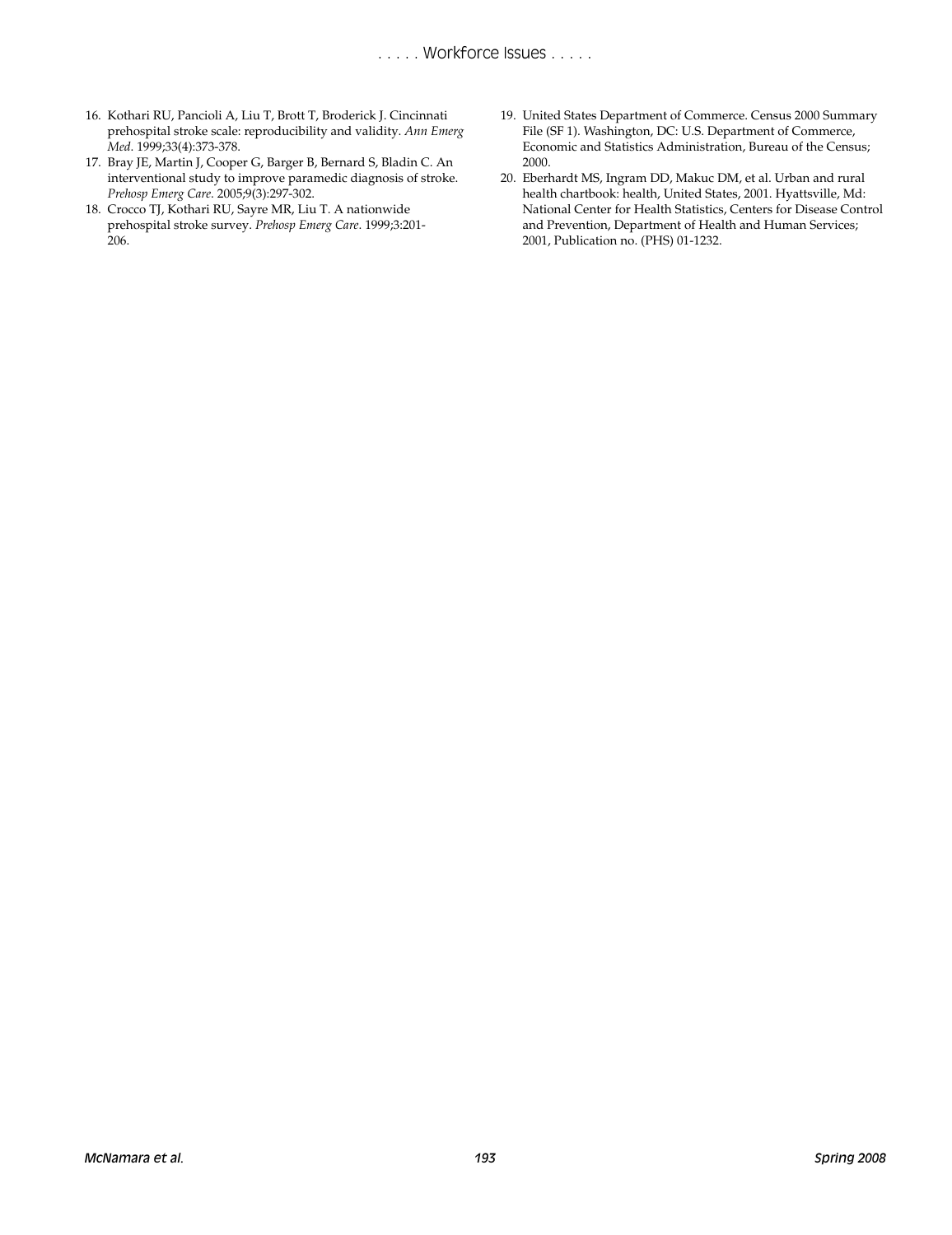16. Kothari RU, Pancioli A, Liu T, Brott T, Broderick J. Cincinnati prehospital stroke scale: reproducibility and validity. *Ann Emerg Med*. 1999;33(4):373-378.
17. Bray JE, Martin J, Cooper G, Barger B, Bernard S, Bladin C. An interventional study to improve paramedic diagnosis of stroke. *Prehosp Emerg Care*. 2005;9(3):297-302.
18. Crocco TJ, Kothari RU, Sayre MR, Liu T. A nationwide prehospital stroke survey. *Prehosp Emerg Care*. 1999;3:201-206.
19. United States Department of Commerce. Census 2000 Summary File (SF 1). Washington, DC: U.S. Department of Commerce, Economic and Statistics Administration, Bureau of the Census; 2000.
20. Eberhardt MS, Ingram DD, Makuc DM, et al. Urban and rural health chartbook: health, United States, 2001. Hyattsville, Md: National Center for Health Statistics, Centers for Disease Control and Prevention, Department of Health and Human Services; 2001, Publication no. (PHS) 01-1232.